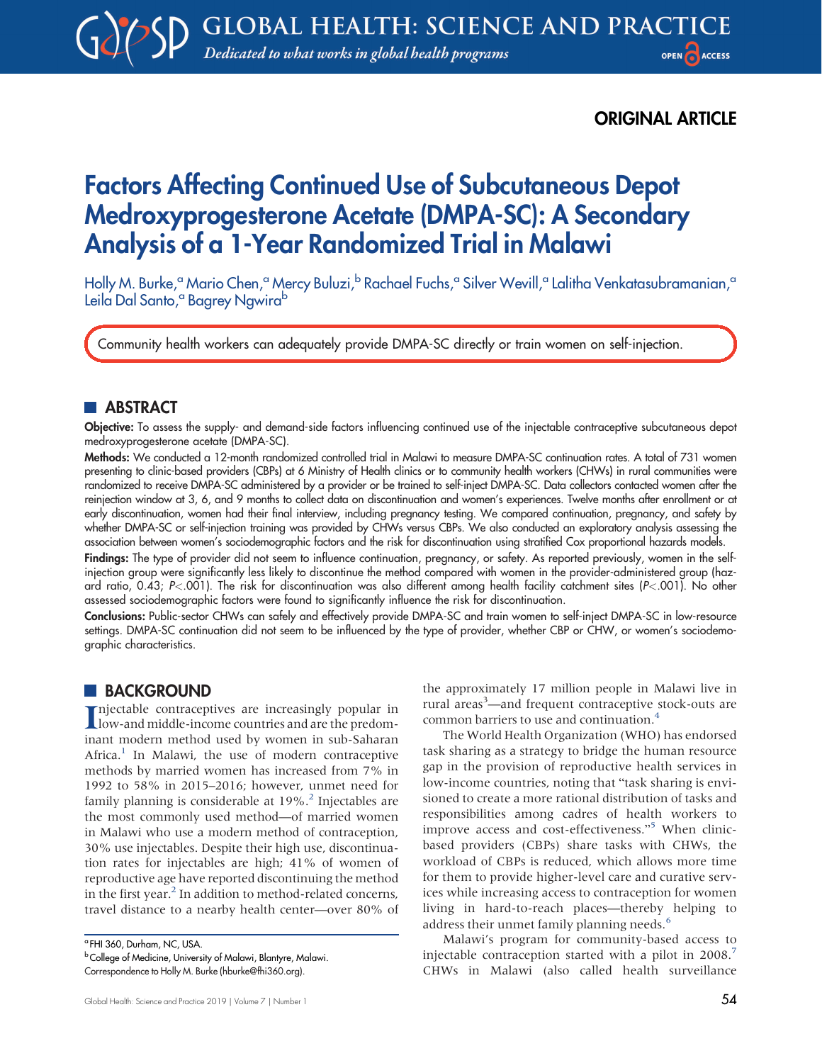ORIGINAL ARTICLE

# Factors Affecting Continued Use of Subcutaneous Depot Medroxyprogesterone Acetate (DMPA-SC): A Secondary Analysis of a 1-Year Randomized Trial in Malawi

Holly M. Burke,[a] Mario Chen,[a] Mercy Buluzi,[b] Rachael Fuchs,[a] Silver Wevill,[a] Lalitha Venkatasubramanian,[a] Leila Dal Santo,[a] Bagrey Ngwira[b]

Community health workers can adequately provide DMPA-SC directly or train women on self-injection.

## ABSTRACT

**Objective:** To assess the supply- and demand-side factors influencing continued use of the injectable contraceptive subcutaneous depot medroxyprogesterone acetate (DMPA-SC).

**Methods:** We conducted a 12-month randomized controlled trial in Malawi to measure DMPA-SC continuation rates. A total of 731 women presenting to clinic-based providers (CBPs) at 6 Ministry of Health clinics or to community health workers (CHWs) in rural communities were randomized to receive DMPA-SC administered by a provider or be trained to self-inject DMPA-SC. Data collectors contacted women after the reinjection window at 3, 6, and 9 months to collect data on discontinuation and women's experiences. Twelve months after enrollment or at early discontinuation, women had their final interview, including pregnancy testing. We compared continuation, pregnancy, and safety by whether DMPA-SC or self-injection training was provided by CHWs versus CBPs. We also conducted an exploratory analysis assessing the association between women's sociodemographic factors and the risk for discontinuation using stratified Cox proportional hazards models.

**Findings:** The type of provider did not seem to influence continuation, pregnancy, or safety. As reported previously, women in the self-injection group were significantly less likely to discontinue the method compared with women in the provider-administered group (hazard ratio, 0.43; $P<.001$). The risk for discontinuation was also different among health facility catchment sites ($P<.001$). No other assessed sociodemographic factors were found to significantly influence the risk for discontinuation.

**Conclusions:** Public-sector CHWs can safely and effectively provide DMPA-SC and train women to self-inject DMPA-SC in low-resource settings. DMPA-SC continuation did not seem to be influenced by the type of provider, whether CBP or CHW, or women's sociodemographic characteristics.

## BACKGROUND

Injectable contraceptives are increasingly popular in low-and middle-income countries and are the predominant modern method used by women in sub-Saharan Africa.[1] In Malawi, the use of modern contraceptive methods by married women has increased from 7% in 1992 to 58% in 2015–2016; however, unmet need for family planning is considerable at 19%.[2] Injectables are the most commonly used method—of married women in Malawi who use a modern method of contraception, 30% use injectables. Despite their high use, discontinuation rates for injectables are high; 41% of women of reproductive age have reported discontinuing the method in the first year.[2] In addition to method-related concerns, travel distance to a nearby health center—over 80% of the approximately 17 million people in Malawi live in rural areas[3]—and frequent contraceptive stock-outs are common barriers to use and continuation.[4]

The World Health Organization (WHO) has endorsed task sharing as a strategy to bridge the human resource gap in the provision of reproductive health services in low-income countries, noting that "task sharing is envisioned to create a more rational distribution of tasks and responsibilities among cadres of health workers to improve access and cost-effectiveness."[5] When clinic-based providers (CBPs) share tasks with CHWs, the workload of CBPs is reduced, which allows more time for them to provide higher-level care and curative services while increasing access to contraception for women living in hard-to-reach places—thereby helping to address their unmet family planning needs.[6]

Malawi's program for community-based access to injectable contraception started with a pilot in 2008.[7] CHWs in Malawi (also called health surveillance

[a] FHI 360, Durham, NC, USA.
[b] College of Medicine, University of Malawi, Blantyre, Malawi.
Correspondence to Holly M. Burke (hburke@fhi360.org).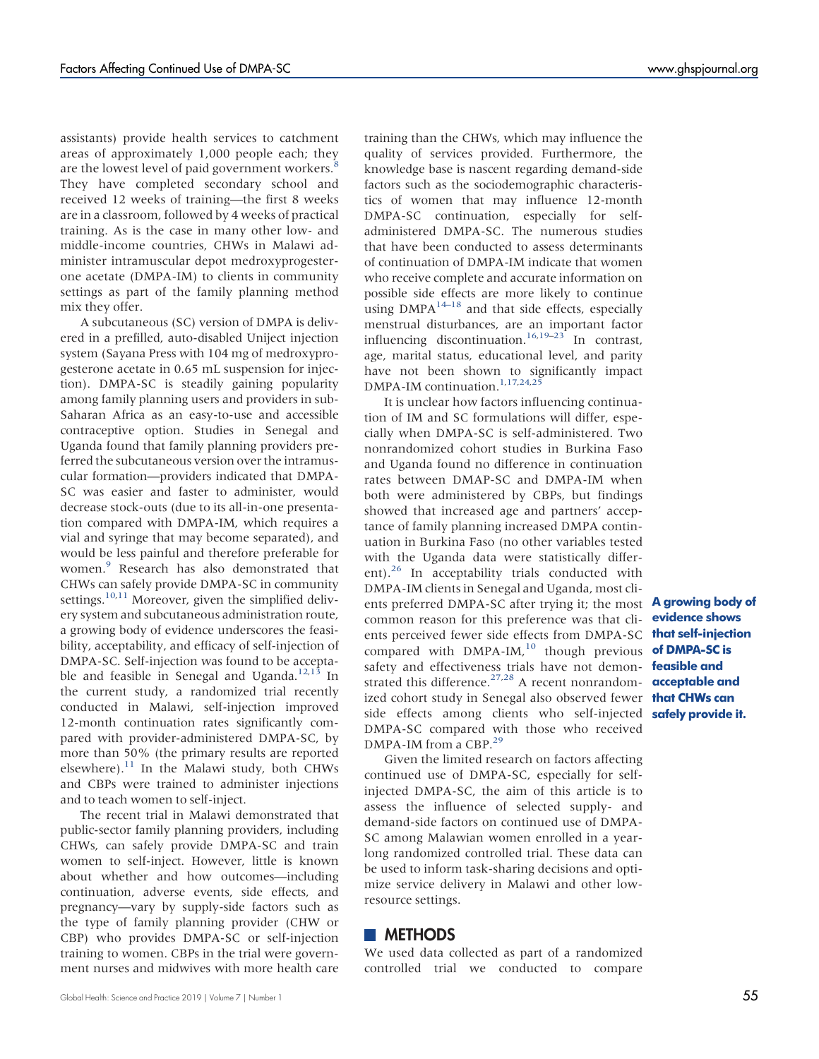assistants) provide health services to catchment areas of approximately 1,000 people each; they are the lowest level of paid government workers.[8] They have completed secondary school and received 12 weeks of training—the first 8 weeks are in a classroom, followed by 4 weeks of practical training. As is the case in many other low- and middle-income countries, CHWs in Malawi administer intramuscular depot medroxyprogesterone acetate (DMPA-IM) to clients in community settings as part of the family planning method mix they offer.

A subcutaneous (SC) version of DMPA is delivered in a prefilled, auto-disabled Uniject injection system (Sayana Press with 104 mg of medroxyprogesterone acetate in 0.65 mL suspension for injection). DMPA-SC is steadily gaining popularity among family planning users and providers in sub-Saharan Africa as an easy-to-use and accessible contraceptive option. Studies in Senegal and Uganda found that family planning providers preferred the subcutaneous version over the intramuscular formation—providers indicated that DMPA-SC was easier and faster to administer, would decrease stock-outs (due to its all-in-one presentation compared with DMPA-IM, which requires a vial and syringe that may become separated), and would be less painful and therefore preferable for women.[9] Research has also demonstrated that CHWs can safely provide DMPA-SC in community settings.[10,11] Moreover, given the simplified delivery system and subcutaneous administration route, a growing body of evidence underscores the feasibility, acceptability, and efficacy of self-injection of DMPA-SC. Self-injection was found to be acceptable and feasible in Senegal and Uganda.[12,13] In the current study, a randomized trial recently conducted in Malawi, self-injection improved 12-month continuation rates significantly compared with provider-administered DMPA-SC, by more than 50% (the primary results are reported elsewhere).[11] In the Malawi study, both CHWs and CBPs were trained to administer injections and to teach women to self-inject.

The recent trial in Malawi demonstrated that public-sector family planning providers, including CHWs, can safely provide DMPA-SC and train women to self-inject. However, little is known about whether and how outcomes—including continuation, adverse events, side effects, and pregnancy—vary by supply-side factors such as the type of family planning provider (CHW or CBP) who provides DMPA-SC or self-injection training to women. CBPs in the trial were government nurses and midwives with more health care training than the CHWs, which may influence the quality of services provided. Furthermore, the knowledge base is nascent regarding demand-side factors such as the sociodemographic characteristics of women that may influence 12-month DMPA-SC continuation, especially for self-administered DMPA-SC. The numerous studies that have been conducted to assess determinants of continuation of DMPA-IM indicate that women who receive complete and accurate information on possible side effects are more likely to continue using DMPA[14–18] and that side effects, especially menstrual disturbances, are an important factor influencing discontinuation.[16,19–23] In contrast, age, marital status, educational level, and parity have not been shown to significantly impact DMPA-IM continuation.[1,17,24,25]

It is unclear how factors influencing continuation of IM and SC formulations will differ, especially when DMPA-SC is self-administered. Two nonrandomized cohort studies in Burkina Faso and Uganda found no difference in continuation rates between DMAP-SC and DMPA-IM when both were administered by CBPs, but findings showed that increased age and partners' acceptance of family planning increased DMPA continuation in Burkina Faso (no other variables tested with the Uganda data were statistically different).[26] In acceptability trials conducted with DMPA-IM clients in Senegal and Uganda, most clients preferred DMPA-SC after trying it; the most common reason for this preference was that clients perceived fewer side effects from DMPA-SC compared with DMPA-IM,[10] though previous safety and effectiveness trials have not demonstrated this difference.[27,28] A recent nonrandomized cohort study in Senegal also observed fewer side effects among clients who self-injected DMPA-SC compared with those who received DMPA-IM from a CBP.[29]

**A growing body of evidence shows that self-injection of DMPA-SC is feasible and acceptable and that CHWs can safely provide it.**

Given the limited research on factors affecting continued use of DMPA-SC, especially for self-injected DMPA-SC, the aim of this article is to assess the influence of selected supply- and demand-side factors on continued use of DMPA-SC among Malawian women enrolled in a year-long randomized controlled trial. These data can be used to inform task-sharing decisions and optimize service delivery in Malawi and other low-resource settings.

## METHODS

We used data collected as part of a randomized controlled trial we conducted to compare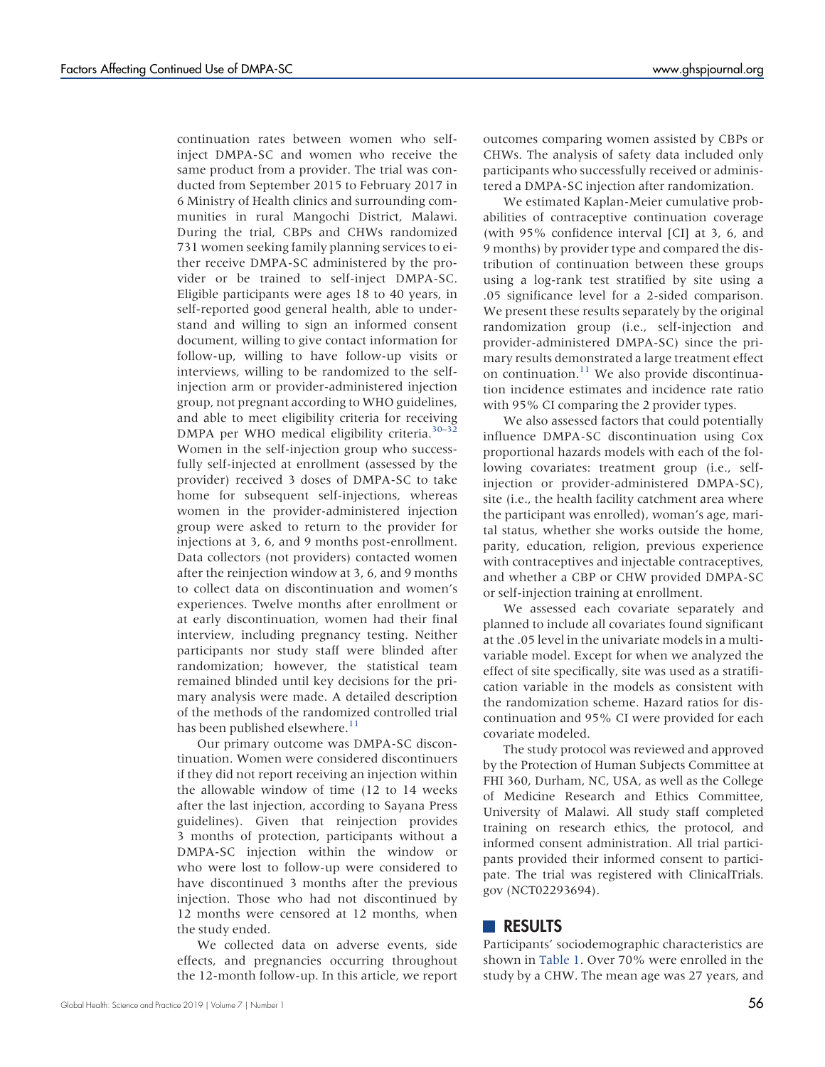continuation rates between women who self-inject DMPA-SC and women who receive the same product from a provider. The trial was conducted from September 2015 to February 2017 in 6 Ministry of Health clinics and surrounding communities in rural Mangochi District, Malawi. During the trial, CBPs and CHWs randomized 731 women seeking family planning services to either receive DMPA-SC administered by the provider or be trained to self-inject DMPA-SC. Eligible participants were ages 18 to 40 years, in self-reported good general health, able to understand and willing to sign an informed consent document, willing to give contact information for follow-up, willing to have follow-up visits or interviews, willing to be randomized to the self-injection arm or provider-administered injection group, not pregnant according to WHO guidelines, and able to meet eligibility criteria for receiving DMPA per WHO medical eligibility criteria.[30–32] Women in the self-injection group who successfully self-injected at enrollment (assessed by the provider) received 3 doses of DMPA-SC to take home for subsequent self-injections, whereas women in the provider-administered injection group were asked to return to the provider for injections at 3, 6, and 9 months post-enrollment. Data collectors (not providers) contacted women after the reinjection window at 3, 6, and 9 months to collect data on discontinuation and women's experiences. Twelve months after enrollment or at early discontinuation, women had their final interview, including pregnancy testing. Neither participants nor study staff were blinded after randomization; however, the statistical team remained blinded until key decisions for the primary analysis were made. A detailed description of the methods of the randomized controlled trial has been published elsewhere.[11]

Our primary outcome was DMPA-SC discontinuation. Women were considered discontinuers if they did not report receiving an injection within the allowable window of time (12 to 14 weeks after the last injection, according to Sayana Press guidelines). Given that reinjection provides 3 months of protection, participants without a DMPA-SC injection within the window or who were lost to follow-up were considered to have discontinued 3 months after the previous injection. Those who had not discontinued by 12 months were censored at 12 months, when the study ended.

We collected data on adverse events, side effects, and pregnancies occurring throughout the 12-month follow-up. In this article, we report outcomes comparing women assisted by CBPs or CHWs. The analysis of safety data included only participants who successfully received or administered a DMPA-SC injection after randomization.

We estimated Kaplan-Meier cumulative probabilities of contraceptive continuation coverage (with 95% confidence interval [CI] at 3, 6, and 9 months) by provider type and compared the distribution of continuation between these groups using a log-rank test stratified by site using a .05 significance level for a 2-sided comparison. We present these results separately by the original randomization group (i.e., self-injection and provider-administered DMPA-SC) since the primary results demonstrated a large treatment effect on continuation.[11] We also provide discontinuation incidence estimates and incidence rate ratio with 95% CI comparing the 2 provider types.

We also assessed factors that could potentially influence DMPA-SC discontinuation using Cox proportional hazards models with each of the following covariates: treatment group (i.e., self-injection or provider-administered DMPA-SC), site (i.e., the health facility catchment area where the participant was enrolled), woman's age, marital status, whether she works outside the home, parity, education, religion, previous experience with contraceptives and injectable contraceptives, and whether a CBP or CHW provided DMPA-SC or self-injection training at enrollment.

We assessed each covariate separately and planned to include all covariates found significant at the .05 level in the univariate models in a multivariable model. Except for when we analyzed the effect of site specifically, site was used as a stratification variable in the models as consistent with the randomization scheme. Hazard ratios for discontinuation and 95% CI were provided for each covariate modeled.

The study protocol was reviewed and approved by the Protection of Human Subjects Committee at FHI 360, Durham, NC, USA, as well as the College of Medicine Research and Ethics Committee, University of Malawi. All study staff completed training on research ethics, the protocol, and informed consent administration. All trial participants provided their informed consent to participate. The trial was registered with ClinicalTrials.gov (NCT02293694).

## RESULTS

Participants' sociodemographic characteristics are shown in Table 1. Over 70% were enrolled in the study by a CHW. The mean age was 27 years, and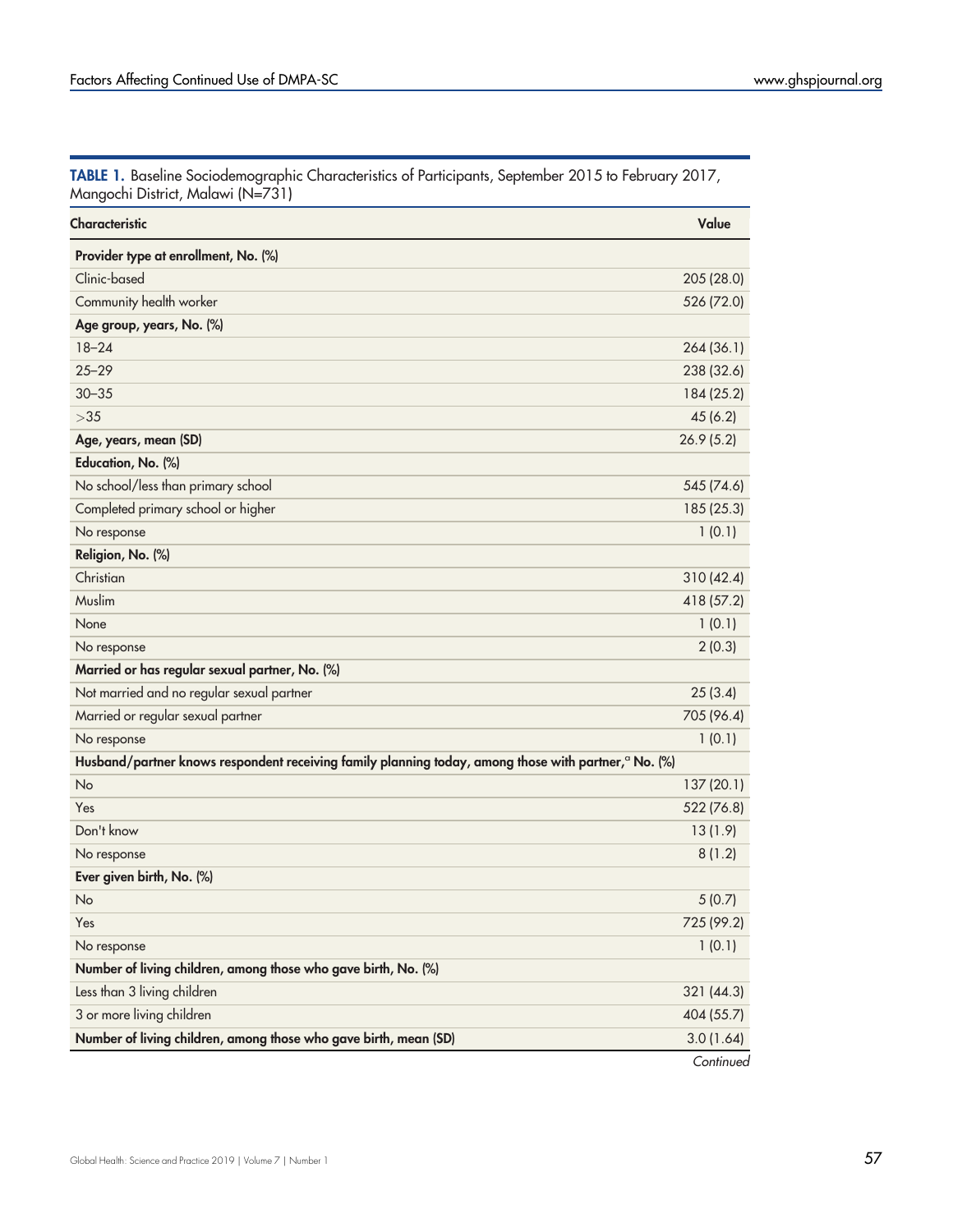**TABLE 1.** Baseline Sociodemographic Characteristics of Participants, September 2015 to February 2017, Mangochi District, Malawi (N=731)

| Characteristic | Value |
|---|---|
| **Provider type at enrollment, No. (%)** | |
| Clinic-based | 205 (28.0) |
| Community health worker | 526 (72.0) |
| **Age group, years, No. (%)** | |
| 18–24 | 264 (36.1) |
| 25–29 | 238 (32.6) |
| 30–35 | 184 (25.2) |
| >35 | 45 (6.2) |
| **Age, years, mean (SD)** | 26.9 (5.2) |
| **Education, No. (%)** | |
| No school/less than primary school | 545 (74.6) |
| Completed primary school or higher | 185 (25.3) |
| No response | 1 (0.1) |
| **Religion, No. (%)** | |
| Christian | 310 (42.4) |
| Muslim | 418 (57.2) |
| None | 1 (0.1) |
| No response | 2 (0.3) |
| **Married or has regular sexual partner, No. (%)** | |
| Not married and no regular sexual partner | 25 (3.4) |
| Married or regular sexual partner | 705 (96.4) |
| No response | 1 (0.1) |
| **Husband/partner knows respondent receiving family planning today, among those with partner,[a] No. (%)** | |
| No | 137 (20.1) |
| Yes | 522 (76.8) |
| Don't know | 13 (1.9) |
| No response | 8 (1.2) |
| **Ever given birth, No. (%)** | |
| No | 5 (0.7) |
| Yes | 725 (99.2) |
| No response | 1 (0.1) |
| **Number of living children, among those who gave birth, No. (%)** | |
| Less than 3 living children | 321 (44.3) |
| 3 or more living children | 404 (55.7) |
| **Number of living children, among those who gave birth, mean (SD)** | 3.0 (1.64) |

*Continued*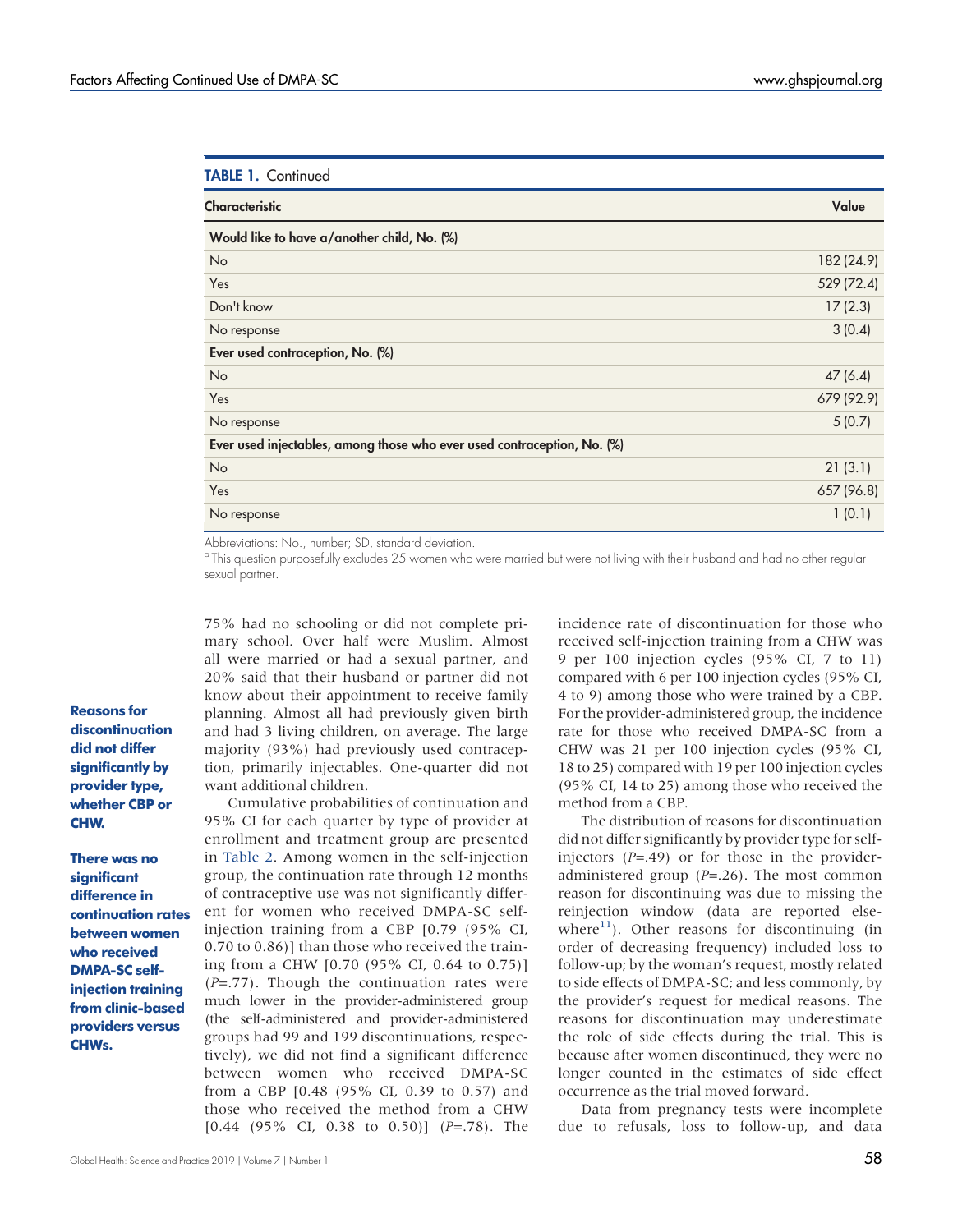**TABLE 1.** Continued

| Characteristic | Value |
|---|---|
| **Would like to have a/another child, No. (%)** | |
| No | 182 (24.9) |
| Yes | 529 (72.4) |
| Don't know | 17 (2.3) |
| No response | 3 (0.4) |
| **Ever used contraception, No. (%)** | |
| No | 47 (6.4) |
| Yes | 679 (92.9) |
| No response | 5 (0.7) |
| **Ever used injectables, among those who ever used contraception, No. (%)** | |
| No | 21 (3.1) |
| Yes | 657 (96.8) |
| No response | 1 (0.1) |

Abbreviations: No., number; SD, standard deviation.
[a] This question purposefully excludes 25 women who were married but were not living with their husband and had no other regular sexual partner.

75% had no schooling or did not complete primary school. Over half were Muslim. Almost all were married or had a sexual partner, and 20% said that their husband or partner did not know about their appointment to receive family planning. Almost all had previously given birth and had 3 living children, on average. The large majority (93%) had previously used contraception, primarily injectables. One-quarter did not want additional children.

**Reasons for discontinuation did not differ significantly by provider type, whether CBP or CHW.**

**There was no significant difference in continuation rates between women who received DMPA-SC self-injection training from clinic-based providers versus CHWs.**

Cumulative probabilities of continuation and 95% CI for each quarter by type of provider at enrollment and treatment group are presented in Table 2. Among women in the self-injection group, the continuation rate through 12 months of contraceptive use was not significantly different for women who received DMPA-SC self-injection training from a CBP [0.79 (95% CI, 0.70 to 0.86)] than those who received the training from a CHW [0.70 (95% CI, 0.64 to 0.75)] ($P$=.77). Though the continuation rates were much lower in the provider-administered group (the self-administered and provider-administered groups had 99 and 199 discontinuations, respectively), we did not find a significant difference between women who received DMPA-SC from a CBP [0.48 (95% CI, 0.39 to 0.57) and those who received the method from a CHW [0.44 (95% CI, 0.38 to 0.50)] ($P$=.78). The incidence rate of discontinuation for those who received self-injection training from a CHW was 9 per 100 injection cycles (95% CI, 7 to 11) compared with 6 per 100 injection cycles (95% CI, 4 to 9) among those who were trained by a CBP. For the provider-administered group, the incidence rate for those who received DMPA-SC from a CHW was 21 per 100 injection cycles (95% CI, 18 to 25) compared with 19 per 100 injection cycles (95% CI, 14 to 25) among those who received the method from a CBP.

The distribution of reasons for discontinuation did not differ significantly by provider type for self-injectors ($P$=.49) or for those in the provider-administered group ($P$=.26). The most common reason for discontinuing was due to missing the reinjection window (data are reported elsewhere[11]). Other reasons for discontinuing (in order of decreasing frequency) included loss to follow-up; by the woman's request, mostly related to side effects of DMPA-SC; and less commonly, by the provider's request for medical reasons. The reasons for discontinuation may underestimate the role of side effects during the trial. This is because after women discontinued, they were no longer counted in the estimates of side effect occurrence as the trial moved forward.

Data from pregnancy tests were incomplete due to refusals, loss to follow-up, and data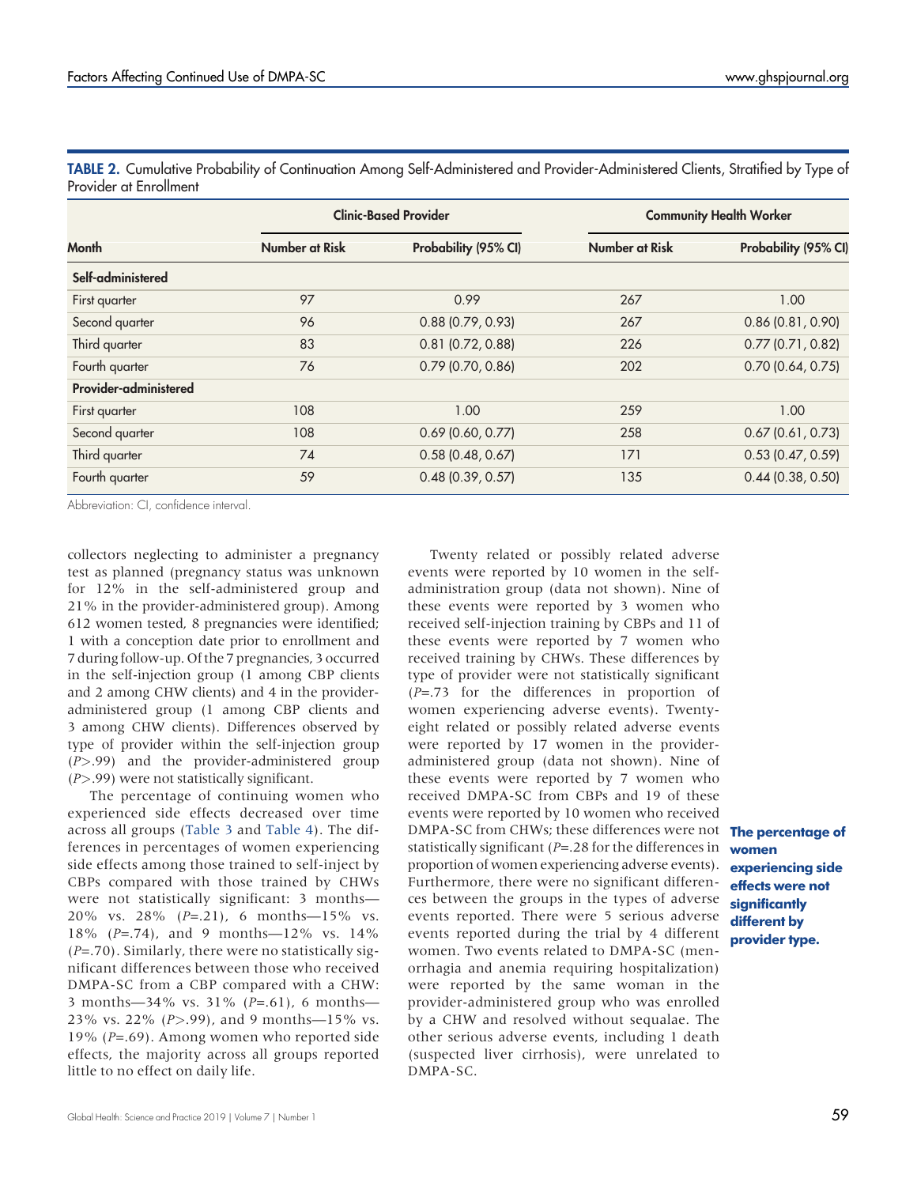**TABLE 2.** Cumulative Probability of Continuation Among Self-Administered and Provider-Administered Clients, Stratified by Type of Provider at Enrollment

| Month | Clinic-Based Provider | | Community Health Worker | |
|---|---|---|---|---|
| | Number at Risk | Probability (95% CI) | Number at Risk | Probability (95% CI) |
| **Self-administered** | | | | |
| First quarter | 97 | 0.99 | 267 | 1.00 |
| Second quarter | 96 | 0.88 (0.79, 0.93) | 267 | 0.86 (0.81, 0.90) |
| Third quarter | 83 | 0.81 (0.72, 0.88) | 226 | 0.77 (0.71, 0.82) |
| Fourth quarter | 76 | 0.79 (0.70, 0.86) | 202 | 0.70 (0.64, 0.75) |
| **Provider-administered** | | | | |
| First quarter | 108 | 1.00 | 259 | 1.00 |
| Second quarter | 108 | 0.69 (0.60, 0.77) | 258 | 0.67 (0.61, 0.73) |
| Third quarter | 74 | 0.58 (0.48, 0.67) | 171 | 0.53 (0.47, 0.59) |
| Fourth quarter | 59 | 0.48 (0.39, 0.57) | 135 | 0.44 (0.38, 0.50) |

Abbreviation: CI, confidence interval.

collectors neglecting to administer a pregnancy test as planned (pregnancy status was unknown for 12% in the self-administered group and 21% in the provider-administered group). Among 612 women tested, 8 pregnancies were identified; 1 with a conception date prior to enrollment and 7 during follow-up. Of the 7 pregnancies, 3 occurred in the self-injection group (1 among CBP clients and 2 among CHW clients) and 4 in the provider-administered group (1 among CBP clients and 3 among CHW clients). Differences observed by type of provider within the self-injection group ($P>.99$) and the provider-administered group ($P>.99$) were not statistically significant.

The percentage of continuing women who experienced side effects decreased over time across all groups (Table 3 and Table 4). The differences in percentages of women experiencing side effects among those trained to self-inject by CBPs compared with those trained by CHWs were not statistically significant: 3 months—20% vs. 28% ($P=.21$), 6 months—15% vs. 18% ($P=.74$), and 9 months—12% vs. 14% ($P=.70$). Similarly, there were no statistically significant differences between those who received DMPA-SC from a CBP compared with a CHW: 3 months—34% vs. 31% ($P=.61$), 6 months—23% vs. 22% ($P>.99$), and 9 months—15% vs. 19% ($P=.69$). Among women who reported side effects, the majority across all groups reported little to no effect on daily life.

Twenty related or possibly related adverse events were reported by 10 women in the self-administration group (data not shown). Nine of these events were reported by 3 women who received self-injection training by CBPs and 11 of these events were reported by 7 women who received training by CHWs. These differences by type of provider were not statistically significant ($P=.73$ for the differences in proportion of women experiencing adverse events). Twenty-eight related or possibly related adverse events were reported by 17 women in the provider-administered group (data not shown). Nine of these events were reported by 7 women who received DMPA-SC from CBPs and 19 of these events were reported by 10 women who received DMPA-SC from CHWs; these differences were not statistically significant ($P=.28$ for the differences in proportion of women experiencing adverse events). Furthermore, there were no significant differences between the groups in the types of adverse events reported. There were 5 serious adverse events reported during the trial by 4 different women. Two events related to DMPA-SC (menorrhagia and anemia requiring hospitalization) were reported by the same woman in the provider-administered group who was enrolled by a CHW and resolved without sequalae. The other serious adverse events, including 1 death (suspected liver cirrhosis), were unrelated to DMPA-SC.

**The percentage of women experiencing side effects were not significantly different by provider type.**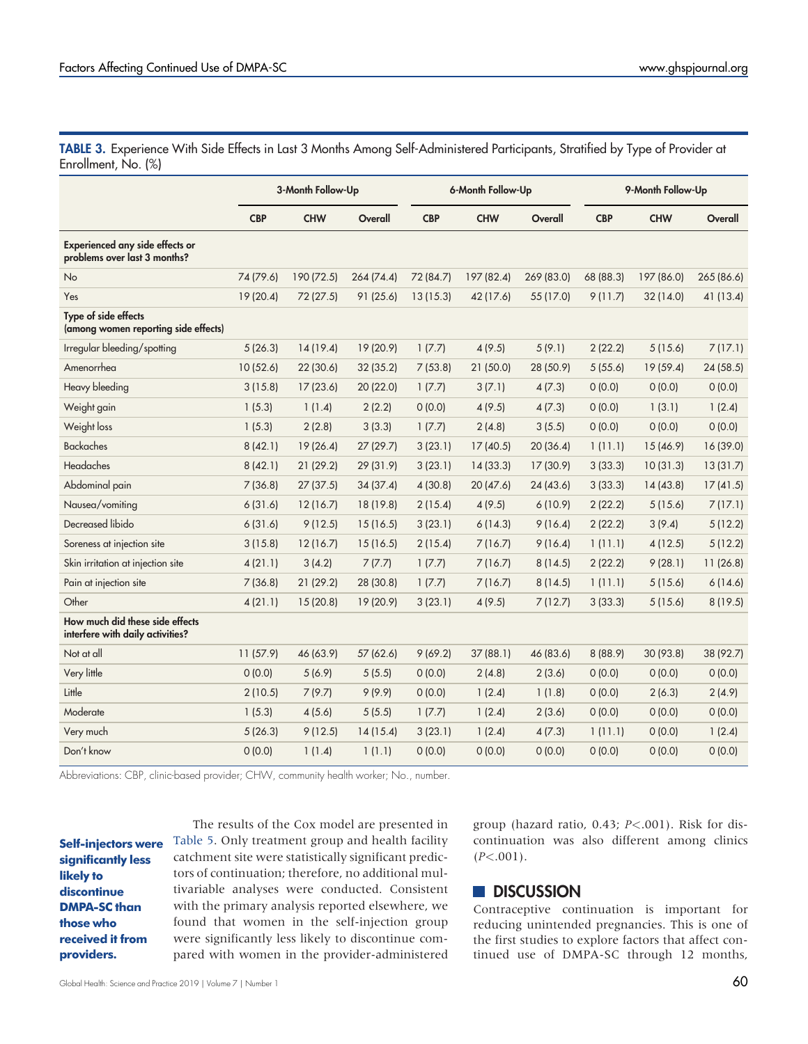**TABLE 3.** Experience With Side Effects in Last 3 Months Among Self-Administered Participants, Stratified by Type of Provider at Enrollment, No. (%)

| | 3-Month Follow-Up | | | 6-Month Follow-Up | | | 9-Month Follow-Up | | |
|---|---|---|---|---|---|---|---|---|---|
| | CBP | CHW | Overall | CBP | CHW | Overall | CBP | CHW | Overall |
| **Experienced any side effects or problems over last 3 months?** | | | | | | | | | |
| No | 74 (79.6) | 190 (72.5) | 264 (74.4) | 72 (84.7) | 197 (82.4) | 269 (83.0) | 68 (88.3) | 197 (86.0) | 265 (86.6) |
| Yes | 19 (20.4) | 72 (27.5) | 91 (25.6) | 13 (15.3) | 42 (17.6) | 55 (17.0) | 9 (11.7) | 32 (14.0) | 41 (13.4) |
| **Type of side effects (among women reporting side effects)** | | | | | | | | | |
| Irregular bleeding/spotting | 5 (26.3) | 14 (19.4) | 19 (20.9) | 1 (7.7) | 4 (9.5) | 5 (9.1) | 2 (22.2) | 5 (15.6) | 7 (17.1) |
| Amenorrhea | 10 (52.6) | 22 (30.6) | 32 (35.2) | 7 (53.8) | 21 (50.0) | 28 (50.9) | 5 (55.6) | 19 (59.4) | 24 (58.5) |
| Heavy bleeding | 3 (15.8) | 17 (23.6) | 20 (22.0) | 1 (7.7) | 3 (7.1) | 4 (7.3) | 0 (0.0) | 0 (0.0) | 0 (0.0) |
| Weight gain | 1 (5.3) | 1 (1.4) | 2 (2.2) | 0 (0.0) | 4 (9.5) | 4 (7.3) | 0 (0.0) | 1 (3.1) | 1 (2.4) |
| Weight loss | 1 (5.3) | 2 (2.8) | 3 (3.3) | 1 (7.7) | 2 (4.8) | 3 (5.5) | 0 (0.0) | 0 (0.0) | 0 (0.0) |
| Backaches | 8 (42.1) | 19 (26.4) | 27 (29.7) | 3 (23.1) | 17 (40.5) | 20 (36.4) | 1 (11.1) | 15 (46.9) | 16 (39.0) |
| Headaches | 8 (42.1) | 21 (29.2) | 29 (31.9) | 3 (23.1) | 14 (33.3) | 17 (30.9) | 3 (33.3) | 10 (31.3) | 13 (31.7) |
| Abdominal pain | 7 (36.8) | 27 (37.5) | 34 (37.4) | 4 (30.8) | 20 (47.6) | 24 (43.6) | 3 (33.3) | 14 (43.8) | 17 (41.5) |
| Nausea/vomiting | 6 (31.6) | 12 (16.7) | 18 (19.8) | 2 (15.4) | 4 (9.5) | 6 (10.9) | 2 (22.2) | 5 (15.6) | 7 (17.1) |
| Decreased libido | 6 (31.6) | 9 (12.5) | 15 (16.5) | 3 (23.1) | 6 (14.3) | 9 (16.4) | 2 (22.2) | 3 (9.4) | 5 (12.2) |
| Soreness at injection site | 3 (15.8) | 12 (16.7) | 15 (16.5) | 2 (15.4) | 7 (16.7) | 9 (16.4) | 1 (11.1) | 4 (12.5) | 5 (12.2) |
| Skin irritation at injection site | 4 (21.1) | 3 (4.2) | 7 (7.7) | 1 (7.7) | 7 (16.7) | 8 (14.5) | 2 (22.2) | 9 (28.1) | 11 (26.8) |
| Pain at injection site | 7 (36.8) | 21 (29.2) | 28 (30.8) | 1 (7.7) | 7 (16.7) | 8 (14.5) | 1 (11.1) | 5 (15.6) | 6 (14.6) |
| Other | 4 (21.1) | 15 (20.8) | 19 (20.9) | 3 (23.1) | 4 (9.5) | 7 (12.7) | 3 (33.3) | 5 (15.6) | 8 (19.5) |
| **How much did these side effects interfere with daily activities?** | | | | | | | | | |
| Not at all | 11 (57.9) | 46 (63.9) | 57 (62.6) | 9 (69.2) | 37 (88.1) | 46 (83.6) | 8 (88.9) | 30 (93.8) | 38 (92.7) |
| Very little | 0 (0.0) | 5 (6.9) | 5 (5.5) | 0 (0.0) | 2 (4.8) | 2 (3.6) | 0 (0.0) | 0 (0.0) | 0 (0.0) |
| Little | 2 (10.5) | 7 (9.7) | 9 (9.9) | 0 (0.0) | 1 (2.4) | 1 (1.8) | 0 (0.0) | 2 (6.3) | 2 (4.9) |
| Moderate | 1 (5.3) | 4 (5.6) | 5 (5.5) | 1 (7.7) | 1 (2.4) | 2 (3.6) | 0 (0.0) | 0 (0.0) | 0 (0.0) |
| Very much | 5 (26.3) | 9 (12.5) | 14 (15.4) | 3 (23.1) | 1 (2.4) | 4 (7.3) | 1 (11.1) | 0 (0.0) | 1 (2.4) |
| Don't know | 0 (0.0) | 1 (1.4) | 1 (1.1) | 0 (0.0) | 0 (0.0) | 0 (0.0) | 0 (0.0) | 0 (0.0) | 0 (0.0) |

Abbreviations: CBP, clinic-based provider; CHW, community health worker; No., number.

**Self-injectors were significantly less likely to discontinue DMPA-SC than those who received it from providers.**

The results of the Cox model are presented in Table 5. Only treatment group and health facility catchment site were statistically significant predictors of continuation; therefore, no additional multivariable analyses were conducted. Consistent with the primary analysis reported elsewhere, we found that women in the self-injection group were significantly less likely to discontinue compared with women in the provider-administered group (hazard ratio, 0.43; $P<.001$). Risk for discontinuation was also different among clinics ($P<.001$).

## DISCUSSION

Contraceptive continuation is important for reducing unintended pregnancies. This is one of the first studies to explore factors that affect continued use of DMPA-SC through 12 months,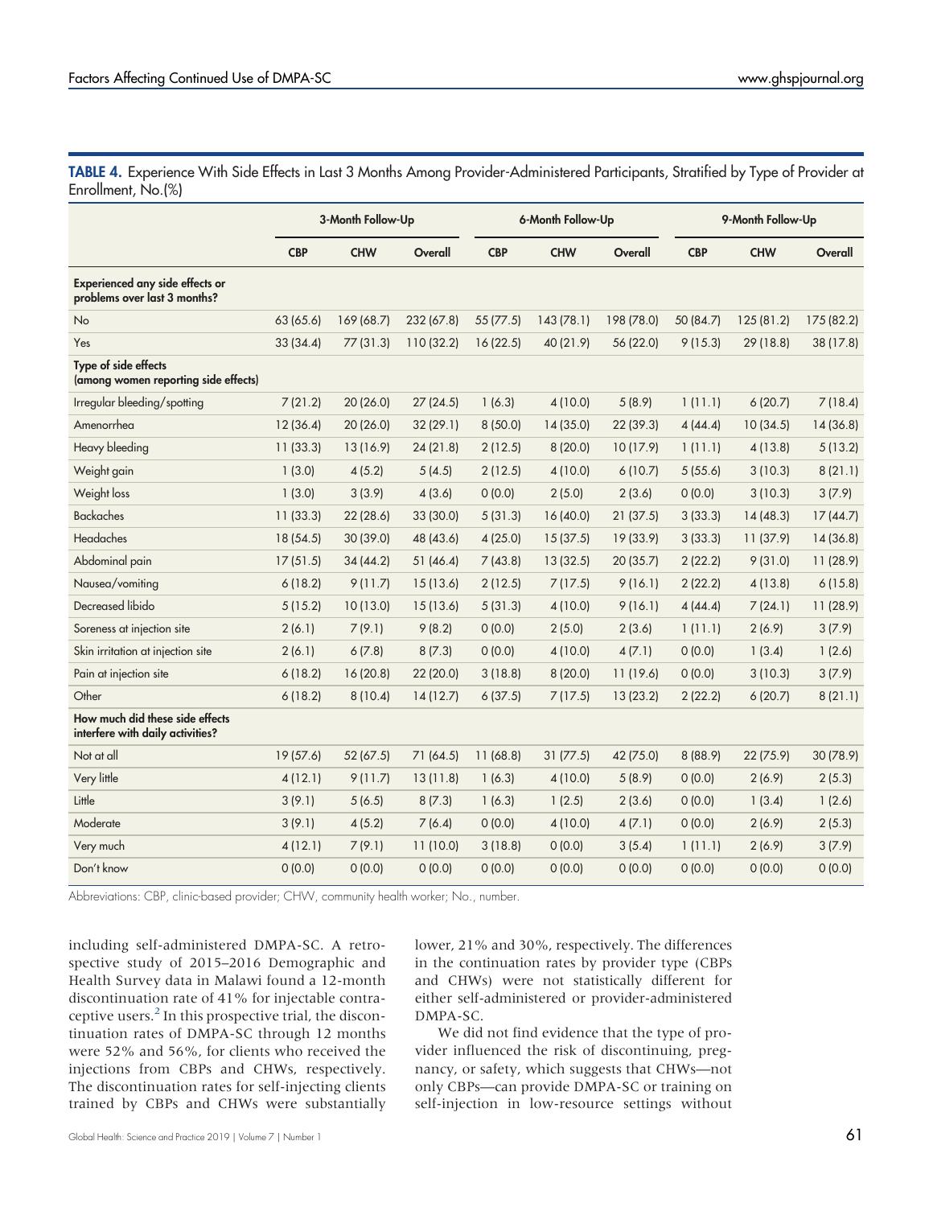**TABLE 4.** Experience With Side Effects in Last 3 Months Among Provider-Administered Participants, Stratified by Type of Provider at Enrollment, No.(%)

| | 3-Month Follow-Up | | | 6-Month Follow-Up | | | 9-Month Follow-Up | | |
|---|---|---|---|---|---|---|---|---|---|
| | CBP | CHW | Overall | CBP | CHW | Overall | CBP | CHW | Overall |
| **Experienced any side effects or problems over last 3 months?** | | | | | | | | | |
| No | 63 (65.6) | 169 (68.7) | 232 (67.8) | 55 (77.5) | 143 (78.1) | 198 (78.0) | 50 (84.7) | 125 (81.2) | 175 (82.2) |
| Yes | 33 (34.4) | 77 (31.3) | 110 (32.2) | 16 (22.5) | 40 (21.9) | 56 (22.0) | 9 (15.3) | 29 (18.8) | 38 (17.8) |
| **Type of side effects (among women reporting side effects)** | | | | | | | | | |
| Irregular bleeding/spotting | 7 (21.2) | 20 (26.0) | 27 (24.5) | 1 (6.3) | 4 (10.0) | 5 (8.9) | 1 (11.1) | 6 (20.7) | 7 (18.4) |
| Amenorrhea | 12 (36.4) | 20 (26.0) | 32 (29.1) | 8 (50.0) | 14 (35.0) | 22 (39.3) | 4 (44.4) | 10 (34.5) | 14 (36.8) |
| Heavy bleeding | 11 (33.3) | 13 (16.9) | 24 (21.8) | 2 (12.5) | 8 (20.0) | 10 (17.9) | 1 (11.1) | 4 (13.8) | 5 (13.2) |
| Weight gain | 1 (3.0) | 4 (5.2) | 5 (4.5) | 2 (12.5) | 4 (10.0) | 6 (10.7) | 5 (55.6) | 3 (10.3) | 8 (21.1) |
| Weight loss | 1 (3.0) | 3 (3.9) | 4 (3.6) | 0 (0.0) | 2 (5.0) | 2 (3.6) | 0 (0.0) | 3 (10.3) | 3 (7.9) |
| Backaches | 11 (33.3) | 22 (28.6) | 33 (30.0) | 5 (31.3) | 16 (40.0) | 21 (37.5) | 3 (33.3) | 14 (48.3) | 17 (44.7) |
| Headaches | 18 (54.5) | 30 (39.0) | 48 (43.6) | 4 (25.0) | 15 (37.5) | 19 (33.9) | 3 (33.3) | 11 (37.9) | 14 (36.8) |
| Abdominal pain | 17 (51.5) | 34 (44.2) | 51 (46.4) | 7 (43.8) | 13 (32.5) | 20 (35.7) | 2 (22.2) | 9 (31.0) | 11 (28.9) |
| Nausea/vomiting | 6 (18.2) | 9 (11.7) | 15 (13.6) | 2 (12.5) | 7 (17.5) | 9 (16.1) | 2 (22.2) | 4 (13.8) | 6 (15.8) |
| Decreased libido | 5 (15.2) | 10 (13.0) | 15 (13.6) | 5 (31.3) | 4 (10.0) | 9 (16.1) | 4 (44.4) | 7 (24.1) | 11 (28.9) |
| Soreness at injection site | 2 (6.1) | 7 (9.1) | 9 (8.2) | 0 (0.0) | 2 (5.0) | 2 (3.6) | 1 (11.1) | 2 (6.9) | 3 (7.9) |
| Skin irritation at injection site | 2 (6.1) | 6 (7.8) | 8 (7.3) | 0 (0.0) | 4 (10.0) | 4 (7.1) | 0 (0.0) | 1 (3.4) | 1 (2.6) |
| Pain at injection site | 6 (18.2) | 16 (20.8) | 22 (20.0) | 3 (18.8) | 8 (20.0) | 11 (19.6) | 0 (0.0) | 3 (10.3) | 3 (7.9) |
| Other | 6 (18.2) | 8 (10.4) | 14 (12.7) | 6 (37.5) | 7 (17.5) | 13 (23.2) | 2 (22.2) | 6 (20.7) | 8 (21.1) |
| **How much did these side effects interfere with daily activities?** | | | | | | | | | |
| Not at all | 19 (57.6) | 52 (67.5) | 71 (64.5) | 11 (68.8) | 31 (77.5) | 42 (75.0) | 8 (88.9) | 22 (75.9) | 30 (78.9) |
| Very little | 4 (12.1) | 9 (11.7) | 13 (11.8) | 1 (6.3) | 4 (10.0) | 5 (8.9) | 0 (0.0) | 2 (6.9) | 2 (5.3) |
| Little | 3 (9.1) | 5 (6.5) | 8 (7.3) | 1 (6.3) | 1 (2.5) | 2 (3.6) | 0 (0.0) | 1 (3.4) | 1 (2.6) |
| Moderate | 3 (9.1) | 4 (5.2) | 7 (6.4) | 0 (0.0) | 4 (10.0) | 4 (7.1) | 0 (0.0) | 2 (6.9) | 2 (5.3) |
| Very much | 4 (12.1) | 7 (9.1) | 11 (10.0) | 3 (18.8) | 0 (0.0) | 3 (5.4) | 1 (11.1) | 2 (6.9) | 3 (7.9) |
| Don't know | 0 (0.0) | 0 (0.0) | 0 (0.0) | 0 (0.0) | 0 (0.0) | 0 (0.0) | 0 (0.0) | 0 (0.0) | 0 (0.0) |

Abbreviations: CBP, clinic-based provider; CHW, community health worker; No., number.

including self-administered DMPA-SC. A retrospective study of 2015–2016 Demographic and Health Survey data in Malawi found a 12-month discontinuation rate of 41% for injectable contraceptive users.[2] In this prospective trial, the discontinuation rates of DMPA-SC through 12 months were 52% and 56%, for clients who received the injections from CBPs and CHWs, respectively. The discontinuation rates for self-injecting clients trained by CBPs and CHWs were substantially lower, 21% and 30%, respectively. The differences in the continuation rates by provider type (CBPs and CHWs) were not statistically different for either self-administered or provider-administered DMPA-SC.

We did not find evidence that the type of provider influenced the risk of discontinuing, pregnancy, or safety, which suggests that CHWs—not only CBPs—can provide DMPA-SC or training on self-injection in low-resource settings without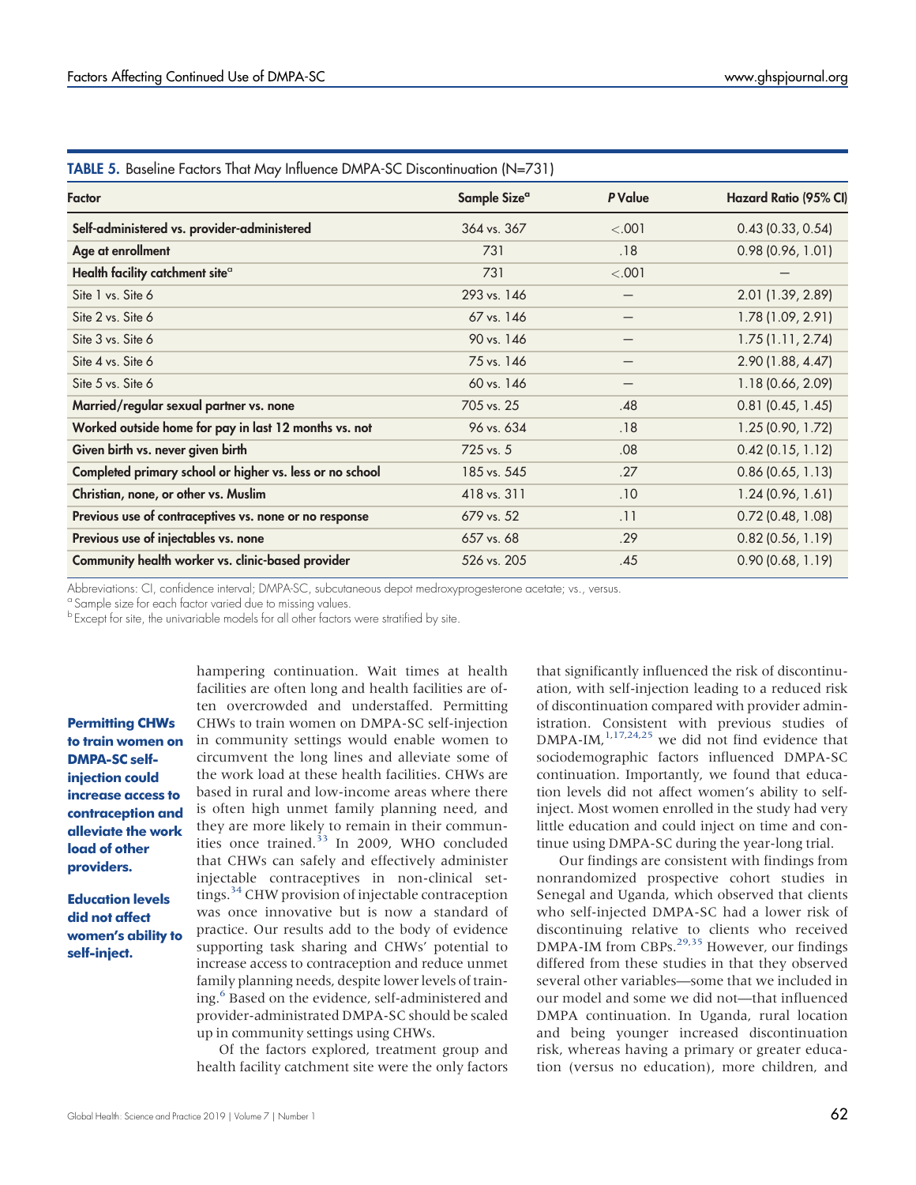**TABLE 5.** Baseline Factors That May Influence DMPA-SC Discontinuation (N=731)

| Factor | Sample Size[a] | P Value | Hazard Ratio (95% CI) |
|---|---|---|---|
| **Self-administered vs. provider-administered** | 364 vs. 367 | <.001 | 0.43 (0.33, 0.54) |
| **Age at enrollment** | 731 | .18 | 0.98 (0.96, 1.01) |
| **Health facility catchment site**[a] | 731 | <.001 | — |
| Site 1 vs. Site 6 | 293 vs. 146 | — | 2.01 (1.39, 2.89) |
| Site 2 vs. Site 6 | 67 vs. 146 | — | 1.78 (1.09, 2.91) |
| Site 3 vs. Site 6 | 90 vs. 146 | — | 1.75 (1.11, 2.74) |
| Site 4 vs. Site 6 | 75 vs. 146 | — | 2.90 (1.88, 4.47) |
| Site 5 vs. Site 6 | 60 vs. 146 | — | 1.18 (0.66, 2.09) |
| **Married/regular sexual partner vs. none** | 705 vs. 25 | .48 | 0.81 (0.45, 1.45) |
| **Worked outside home for pay in last 12 months vs. not** | 96 vs. 634 | .18 | 1.25 (0.90, 1.72) |
| **Given birth vs. never given birth** | 725 vs. 5 | .08 | 0.42 (0.15, 1.12) |
| **Completed primary school or higher vs. less or no school** | 185 vs. 545 | .27 | 0.86 (0.65, 1.13) |
| **Christian, none, or other vs. Muslim** | 418 vs. 311 | .10 | 1.24 (0.96, 1.61) |
| **Previous use of contraceptives vs. none or no response** | 679 vs. 52 | .11 | 0.72 (0.48, 1.08) |
| **Previous use of injectables vs. none** | 657 vs. 68 | .29 | 0.82 (0.56, 1.19) |
| **Community health worker vs. clinic-based provider** | 526 vs. 205 | .45 | 0.90 (0.68, 1.19) |

Abbreviations: CI, confidence interval; DMPA-SC, subcutaneous depot medroxyprogesterone acetate; vs., versus.
[a] Sample size for each factor varied due to missing values.
[b] Except for site, the univariable models for all other factors were stratified by site.

**Permitting CHWs to train women on DMPA-SC self-injection could increase access to contraception and alleviate the work load of other providers.**

**Education levels did not affect women's ability to self-inject.**

hampering continuation. Wait times at health facilities are often long and health facilities are often overcrowded and understaffed. Permitting CHWs to train women on DMPA-SC self-injection in community settings would enable women to circumvent the long lines and alleviate some of the work load at these health facilities. CHWs are based in rural and low-income areas where there is often high unmet family planning need, and they are more likely to remain in their communities once trained.[33] In 2009, WHO concluded that CHWs can safely and effectively administer injectable contraceptives in non-clinical settings.[34] CHW provision of injectable contraception was once innovative but is now a standard of practice. Our results add to the body of evidence supporting task sharing and CHWs' potential to increase access to contraception and reduce unmet family planning needs, despite lower levels of training.[6] Based on the evidence, self-administered and provider-administrated DMPA-SC should be scaled up in community settings using CHWs.

Of the factors explored, treatment group and health facility catchment site were the only factors that significantly influenced the risk of discontinuation, with self-injection leading to a reduced risk of discontinuation compared with provider administration. Consistent with previous studies of DMPA-IM,[1,17,24,25] we did not find evidence that sociodemographic factors influenced DMPA-SC continuation. Importantly, we found that education levels did not affect women's ability to self-inject. Most women enrolled in the study had very little education and could inject on time and continue using DMPA-SC during the year-long trial.

Our findings are consistent with findings from nonrandomized prospective cohort studies in Senegal and Uganda, which observed that clients who self-injected DMPA-SC had a lower risk of discontinuing relative to clients who received DMPA-IM from CBPs.[29,35] However, our findings differed from these studies in that they observed several other variables—some that we included in our model and some we did not—that influenced DMPA continuation. In Uganda, rural location and being younger increased discontinuation risk, whereas having a primary or greater education (versus no education), more children, and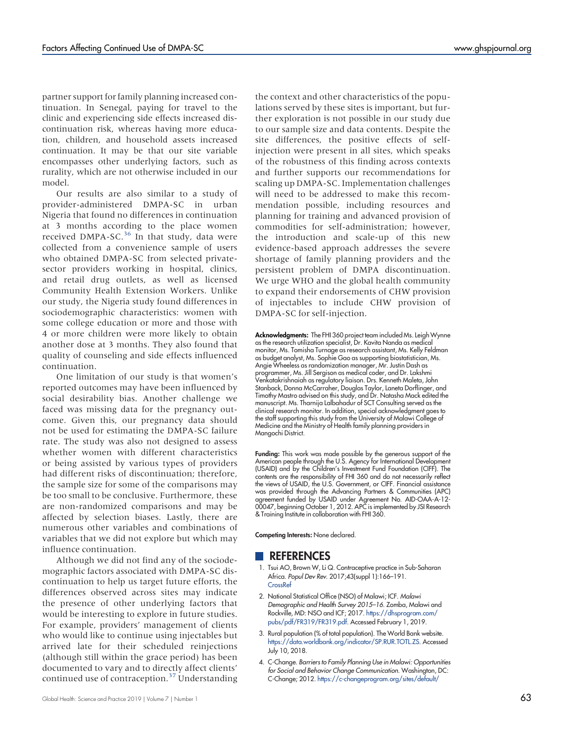partner support for family planning increased continuation. In Senegal, paying for travel to the clinic and experiencing side effects increased discontinuation risk, whereas having more education, children, and household assets increased continuation. It may be that our site variable encompasses other underlying factors, such as rurality, which are not otherwise included in our model.

Our results are also similar to a study of provider-administered DMPA-SC in urban Nigeria that found no differences in continuation at 3 months according to the place women received DMPA-SC.[36] In that study, data were collected from a convenience sample of users who obtained DMPA-SC from selected private-sector providers working in hospital, clinics, and retail drug outlets, as well as licensed Community Health Extension Workers. Unlike our study, the Nigeria study found differences in sociodemographic characteristics: women with some college education or more and those with 4 or more children were more likely to obtain another dose at 3 months. They also found that quality of counseling and side effects influenced continuation.

One limitation of our study is that women's reported outcomes may have been influenced by social desirability bias. Another challenge we faced was missing data for the pregnancy outcome. Given this, our pregnancy data should not be used for estimating the DMPA-SC failure rate. The study was also not designed to assess whether women with different characteristics or being assisted by various types of providers had different risks of discontinuation; therefore, the sample size for some of the comparisons may be too small to be conclusive. Furthermore, these are non-randomized comparisons and may be affected by selection biases. Lastly, there are numerous other variables and combinations of variables that we did not explore but which may influence continuation.

Although we did not find any of the sociodemographic factors associated with DMPA-SC discontinuation to help us target future efforts, the differences observed across sites may indicate the presence of other underlying factors that would be interesting to explore in future studies. For example, providers' management of clients who would like to continue using injectables but arrived late for their scheduled reinjections (although still within the grace period) has been documented to vary and to directly affect clients' continued use of contraception.[37] Understanding the context and other characteristics of the populations served by these sites is important, but further exploration is not possible in our study due to our sample size and data contents. Despite the site differences, the positive effects of self-injection were present in all sites, which speaks of the robustness of this finding across contexts and further supports our recommendations for scaling up DMPA-SC. Implementation challenges will need to be addressed to make this recommendation possible, including resources and planning for training and advanced provision of commodities for self-administration; however, the introduction and scale-up of this new evidence-based approach addresses the severe shortage of family planning providers and the persistent problem of DMPA discontinuation. We urge WHO and the global health community to expand their endorsements of CHW provision of injectables to include CHW provision of DMPA-SC for self-injection.

**Acknowledgments:** The FHI 360 project team included Ms. Leigh Wynne as the research utilization specialist, Dr. Kavita Nanda as medical monitor, Ms. Tomisha Turnage as research assistant, Ms. Kelly Feldman as budget analyst, Ms. Sophie Gao as supporting biostatistician, Ms. Angie Wheeless as randomization manager, Mr. Justin Dash as programmer, Ms. Jill Sergison as medical coder, and Dr. Lakshmi Venkatakrishnaiah as regulatory liaison. Drs. Kenneth Maleta, John Stanback, Donna McCarraher, Douglas Taylor, Laneta Dorflinger, and Timothy Mastro advised on this study, and Dr. Natasha Mack edited the manuscript. Ms. Tharnija Lalbahadur of SCT Consulting served as the clinical research monitor. In addition, special acknowledgment goes to the staff supporting this study from the University of Malawi College of Medicine and the Ministry of Health family planning providers in Mangochi District.

**Funding:** This work was made possible by the generous support of the American people through the U.S. Agency for International Development (USAID) and by the Children's Investment Fund Foundation (CIFF). The contents are the responsibility of FHI 360 and do not necessarily reflect the views of USAID, the U.S. Government, or CIFF. Financial assistance was provided through the Advancing Partners & Communities (APC) agreement funded by USAID under Agreement No. AID-OAA-A-12-00047, beginning October 1, 2012. APC is implemented by JSI Research & Training Institute in collaboration with FHI 360.

**Competing Interests:** None declared.

## REFERENCES

1. Tsui AO, Brown W, Li Q. Contraceptive practice in Sub-Saharan Africa. *Popul Dev Rev.* 2017;43(suppl 1):166–191. CrossRef
2. National Statistical Office (NSO) of Malawi; ICF. *Malawi Demographic and Health Survey 2015–16.* Zomba, Malawi and Rockville, MD: NSO and ICF; 2017. https://dhsprogram.com/pubs/pdf/FR319/FR319.pdf. Accessed February 1, 2019.
3. Rural population (% of total population). The World Bank website. https://data.worldbank.org/indicator/SP.RUR.TOTL.ZS. Accessed July 10, 2018.
4. C-Change. *Barriers to Family Planning Use in Malawi: Opportunities for Social and Behavior Change Communication.* Washington, DC: C-Change; 2012. https://c-changeprogram.org/sites/default/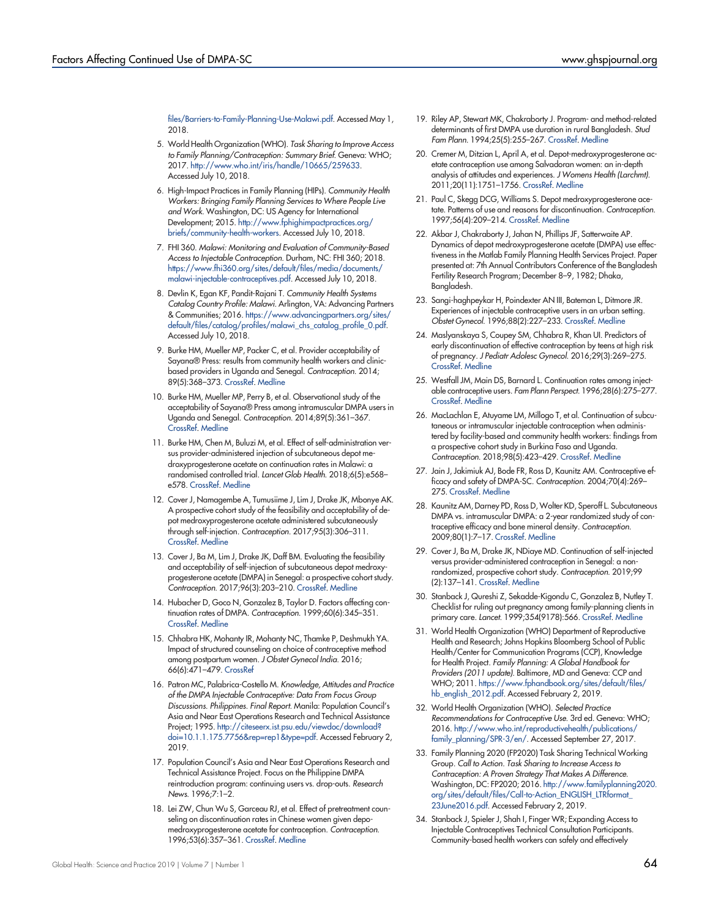files/Barriers-to-Family-Planning-Use-Malawi.pdf. Accessed May 1, 2018.

5. World Health Organization (WHO). *Task Sharing to Improve Access to Family Planning/Contraception: Summary Brief.* Geneva: WHO; 2017. http://www.who.int/iris/handle/10665/259633. Accessed July 10, 2018.
6. High-Impact Practices in Family Planning (HIPs). *Community Health Workers: Bringing Family Planning Services to Where People Live and Work.* Washington, DC: US Agency for International Development; 2015. http://www.fphighimpactpractices.org/briefs/community-health-workers. Accessed July 10, 2018.
7. FHI 360. *Malawi: Monitoring and Evaluation of Community-Based Access to Injectable Contraception.* Durham, NC: FHI 360; 2018. https://www.fhi360.org/sites/default/files/media/documents/malawi-injectable-contraceptives.pdf. Accessed July 10, 2018.
8. Devlin K, Egan KF, Pandit-Rajani T. *Community Health Systems Catalog Country Profile: Malawi.* Arlington, VA: Advancing Partners & Communities; 2016. https://www.advancingpartners.org/sites/default/files/catalog/profiles/malawi_chs_catalog_profile_0.pdf. Accessed July 10, 2018.
9. Burke HM, Mueller MP, Packer C, et al. Provider acceptability of Sayana® Press: results from community health workers and clinic-based providers in Uganda and Senegal. *Contraception.* 2014;89(5):368–373. CrossRef. Medline
10. Burke HM, Mueller MP, Perry B, et al. Observational study of the acceptability of Sayana® Press among intramuscular DMPA users in Uganda and Senegal. *Contraception.* 2014;89(5):361–367. CrossRef. Medline
11. Burke HM, Chen M, Buluzi M, et al. Effect of self-administration versus provider-administered injection of subcutaneous depot medroxyprogesterone acetate on continuation rates in Malawi: a randomised controlled trial. *Lancet Glob Health.* 2018;6(5):e568–e578. CrossRef. Medline
12. Cover J, Namagembe A, Tumusiime J, Lim J, Drake JK, Mbonye AK. A prospective cohort study of the feasibility and acceptability of depot medroxyprogesterone acetate administered subcutaneously through self-injection. *Contraception.* 2017;95(3):306–311. CrossRef. Medline
13. Cover J, Ba M, Lim J, Drake JK, Daff BM. Evaluating the feasibility and acceptability of self-injection of subcutaneous depot medroxyprogesterone acetate (DMPA) in Senegal: a prospective cohort study. *Contraception.* 2017;96(3):203–210. CrossRef. Medline
14. Hubacher D, Goco N, Gonzalez B, Taylor D. Factors affecting continuation rates of DMPA. *Contraception.* 1999;60(6):345–351. CrossRef. Medline
15. Chhabra HK, Mohanty IR, Mohanty NC, Thamke P, Deshmukh YA. Impact of structured counseling on choice of contraceptive method among postpartum women. *J Obstet Gynecol India.* 2016;66(6):471–479. CrossRef
16. Patron MC, Palabrica-Costello M. *Knowledge, Attitudes and Practice of the DMPA Injectable Contraceptive: Data From Focus Group Discussions. Philippines. Final Report.* Manila: Population Council's Asia and Near East Operations Research and Technical Assistance Project; 1995. http://citeseerx.ist.psu.edu/viewdoc/download?doi=10.1.1.175.7756&rep=rep1&type=pdf. Accessed February 2, 2019.
17. Population Council's Asia and Near East Operations Research and Technical Assistance Project. Focus on the Philippine DMPA reintroduction program: continuing users vs. drop-outs. *Research News.* 1996;7:1–2.
18. Lei ZW, Chun Wu S, Garceau RJ, et al. Effect of pretreatment counseling on discontinuation rates in Chinese women given depo-medroxyprogesterone acetate for contraception. *Contraception.* 1996;53(6):357–361. CrossRef. Medline
19. Riley AP, Stewart MK, Chakraborty J. Program- and method-related determinants of first DMPA use duration in rural Bangladesh. *Stud Fam Plann.* 1994;25(5):255–267. CrossRef. Medline
20. Cremer M, Ditzian L, April A, et al. Depot-medroxyprogesterone acetate contraception use among Salvadoran women: an in-depth analysis of attitudes and experiences. *J Womens Health (Larchmt).* 2011;20(11):1751–1756. CrossRef. Medline
21. Paul C, Skegg DCG, Williams S. Depot medroxyprogesterone acetate. Patterns of use and reasons for discontinuation. *Contraception.* 1997;56(4):209–214. CrossRef. Medline
22. Akbar J, Chakraborty J, Jahan N, Phillips JF, Satterwaite AP. Dynamics of depot medroxyprogesterone acetate (DMPA) use effectiveness in the Matlab Family Planning Health Services Project. Paper presented at: 7th Annual Contributors Conference of the Bangladesh Fertility Research Program; December 8–9, 1982; Dhaka, Bangladesh.
23. Sangi-haghpeykar H, Poindexter AN III, Bateman L, Ditmore JR. Experiences of injectable contraceptive users in an urban setting. *Obstet Gynecol.* 1996;88(2):227–233. CrossRef. Medline
24. Maslyanskaya S, Coupey SM, Chhabra R, Khan UI. Predictors of early discontinuation of effective contraception by teens at high risk of pregnancy. *J Pediatr Adolesc Gynecol.* 2016;29(3):269–275. CrossRef. Medline
25. Westfall JM, Main DS, Barnard L. Continuation rates among injectable contraceptive users. *Fam Plann Perspect.* 1996;28(6):275–277. CrossRef. Medline
26. MacLachlan E, Atuyame LM, Millogo T, et al. Continuation of subcutaneous or intramuscular injectable contraception when administered by facility-based and community health workers: findings from a prospective cohort study in Burkina Faso and Uganda. *Contraception.* 2018;98(5):423–429. CrossRef. Medline
27. Jain J, Jakimiuk AJ, Bode FR, Ross D, Kaunitz AM. Contraceptive efficacy and safety of DMPA-SC. *Contraception.* 2004;70(4):269–275. CrossRef. Medline
28. Kaunitz AM, Darney PD, Ross D, Wolter KD, Speroff L. Subcutaneous DMPA vs. intramuscular DMPA: a 2-year randomized study of contraceptive efficacy and bone mineral density. *Contraception.* 2009;80(1):7–17. CrossRef. Medline
29. Cover J, Ba M, Drake JK, NDiaye MD. Continuation of self-injected versus provider-administered contraception in Senegal: a nonrandomized, prospective cohort study. *Contraception.* 2019;99(2):137–141. CrossRef. Medline
30. Stanback J, Qureshi Z, Sekadde-Kigondu C, Gonzalez B, Nutley T. Checklist for ruling out pregnancy among family-planning clients in primary care. *Lancet.* 1999;354(9178):566. CrossRef. Medline
31. World Health Organization (WHO) Department of Reproductive Health and Research; Johns Hopkins Bloomberg School of Public Health/Center for Communication Programs (CCP), Knowledge for Health Project. *Family Planning: A Global Handbook for Providers (2011 update).* Baltimore, MD and Geneva: CCP and WHO; 2011. https://www.fphandbook.org/sites/default/files/hb_english_2012.pdf. Accessed February 2, 2019.
32. World Health Organization (WHO). *Selected Practice Recommendations for Contraceptive Use.* 3rd ed. Geneva: WHO; 2016. http://www.who.int/reproductivehealth/publications/family_planning/SPR-3/en/. Accessed September 27, 2017.
33. Family Planning 2020 (FP2020) Task Sharing Technical Working Group. *Call to Action. Task Sharing to Increase Access to Contraception: A Proven Strategy That Makes A Difference.* Washington, DC: FP2020; 2016. http://www.familyplanning2020.org/sites/default/files/Call-to-Action_ENGLISH_LTRformat_23June2016.pdf. Accessed February 2, 2019.
34. Stanback J, Spieler J, Shah I, Finger WR; Expanding Access to Injectable Contraceptives Technical Consultation Participants. Community-based health workers can safely and effectively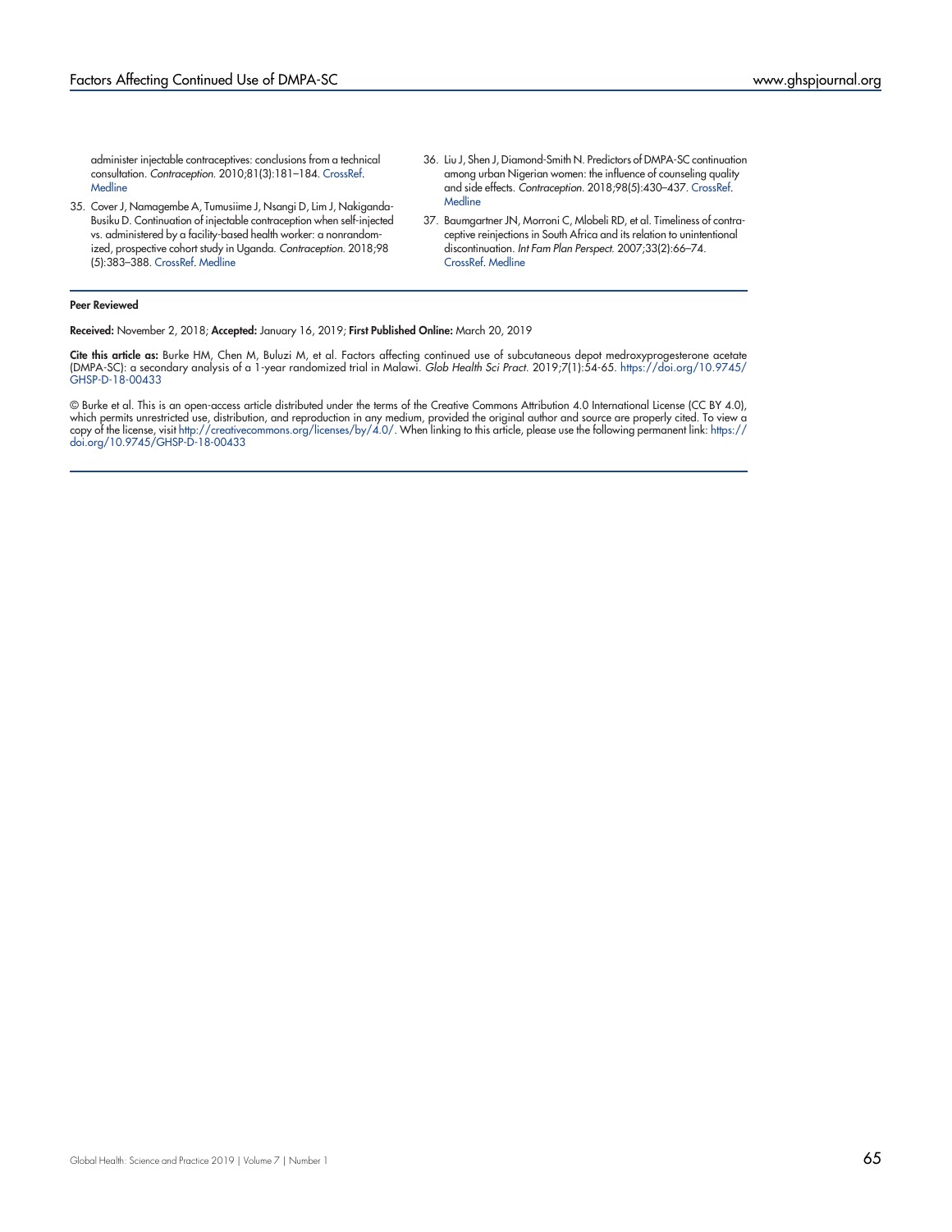administer injectable contraceptives: conclusions from a technical consultation. *Contraception.* 2010;81(3):181–184. CrossRef. Medline

35. Cover J, Namagembe A, Tumusiime J, Nsangi D, Lim J, Nakiganda-Busiku D. Continuation of injectable contraception when self-injected vs. administered by a facility-based health worker: a nonrandomized, prospective cohort study in Uganda. *Contraception.* 2018;98(5):383–388. CrossRef. Medline

36. Liu J, Shen J, Diamond-Smith N. Predictors of DMPA-SC continuation among urban Nigerian women: the influence of counseling quality and side effects. *Contraception.* 2018;98(5):430–437. CrossRef. Medline

37. Baumgartner JN, Morroni C, Mlobeli RD, et al. Timeliness of contraceptive reinjections in South Africa and its relation to unintentional discontinuation. *Int Fam Plan Perspect.* 2007;33(2):66–74. CrossRef. Medline

---

**Peer Reviewed**

**Received:** November 2, 2018; **Accepted:** January 16, 2019; **First Published Online:** March 20, 2019

**Cite this article as:** Burke HM, Chen M, Buluzi M, et al. Factors affecting continued use of subcutaneous depot medroxyprogesterone acetate (DMPA-SC): a secondary analysis of a 1-year randomized trial in Malawi. *Glob Health Sci Pract.* 2019;7(1):54-65. https://doi.org/10.9745/GHSP-D-18-00433

© Burke et al. This is an open-access article distributed under the terms of the Creative Commons Attribution 4.0 International License (CC BY 4.0), which permits unrestricted use, distribution, and reproduction in any medium, provided the original author and source are properly cited. To view a copy of the license, visit http://creativecommons.org/licenses/by/4.0/. When linking to this article, please use the following permanent link: https://doi.org/10.9745/GHSP-D-18-00433